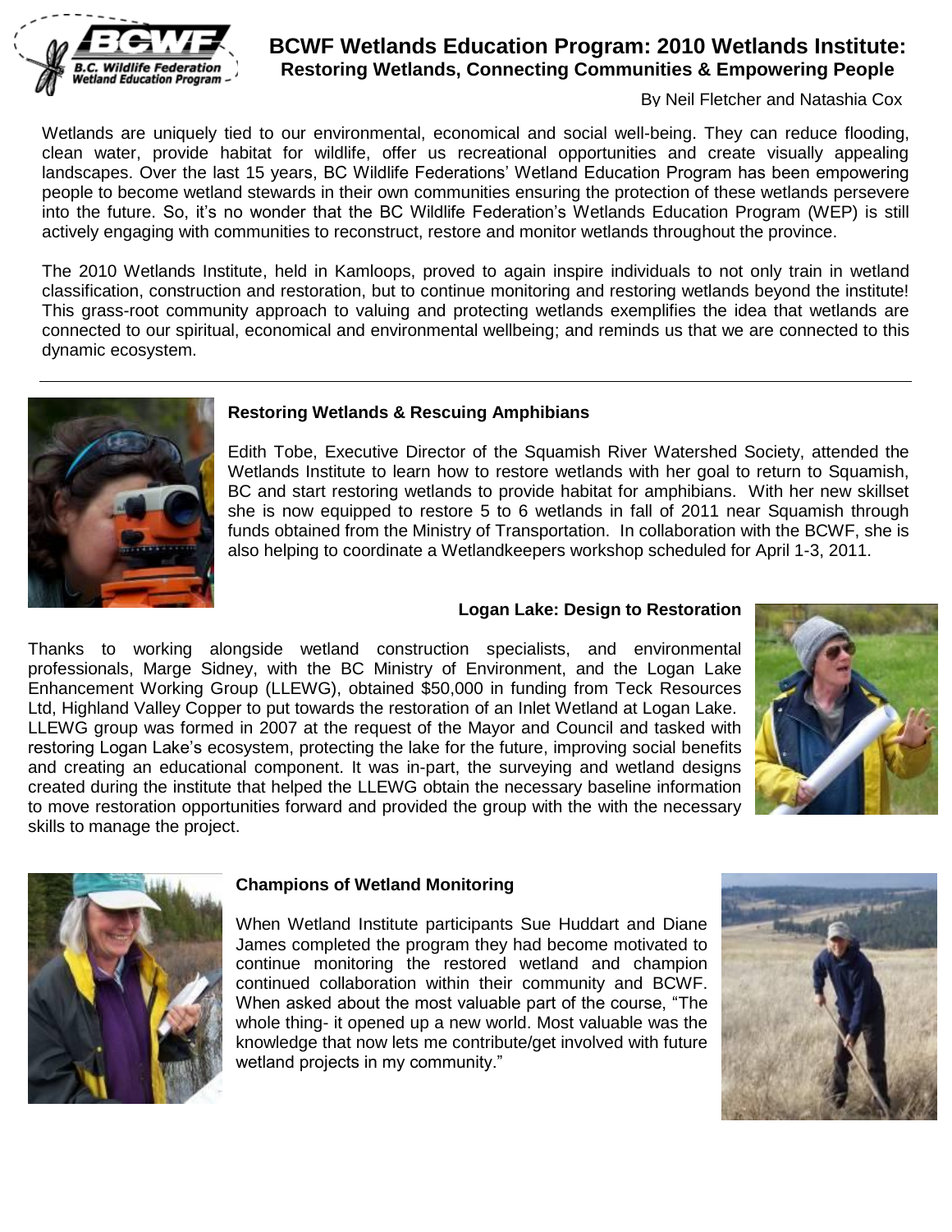# BCWF Wetlands Education Program: 2010 Wetlands Institute:

## Restoring Wetlands, Connecting Communities & Empowering People

By Neil Fletcher and Natashia Cox

Wetlands are uniquely tied to our environmental, economical and social well-being. They can reduce flooding, clean water, provide habitat for wildlife, offer us recreational opportunities and create visually appealing landscapes. Over the last 15 years, BC Wildlife Federations' Wetland Education Program has been empowering people to become wetland stewards in their own communities ensuring the protection of these wetlands persevere into the future. So, it's no wonder that the BC Wildlife Federation's Wetlands Education Program (WEP) is still actively engaging with communities to reconstruct, restore and monitor wetlands throughout the province.

The 2010 Wetlands Institute, held in Kamloops, proved to again inspire individuals to not only train in wetland classification, construction and restoration, but to continue monitoring and restoring wetlands beyond the institute! This grass-root community approach to valuing and protecting wetlands exemplifies the idea that wetlands are connected to our spiritual, economical and environmental wellbeing; and reminds us that we are connected to this dynamic ecosystem.

---

### Restoring Wetlands & Rescuing Amphibians

Edith Tobe, Executive Director of the Squamish River Watershed Society, attended the Wetlands Institute to learn how to restore wetlands with her goal to return to Squamish, BC and start restoring wetlands to provide habitat for amphibians. With her new skillset she is now equipped to restore 5 to 6 wetlands in fall of 2011 near Squamish through funds obtained from the Ministry of Transportation. In collaboration with the BCWF, she is also helping to coordinate a Wetlandkeepers workshop scheduled for April 1-3, 2011.

### Logan Lake: Design to Restoration

Thanks to working alongside wetland construction specialists, and environmental professionals, Marge Sidney, with the BC Ministry of Environment, and the Logan Lake Enhancement Working Group (LLEWG), obtained $50,000 in funding from Teck Resources Ltd, Highland Valley Copper to put towards the restoration of an Inlet Wetland at Logan Lake. LLEWG group was formed in 2007 at the request of the Mayor and Council and tasked with restoring Logan Lake's ecosystem, protecting the lake for the future, improving social benefits and creating an educational component. It was in-part, the surveying and wetland designs created during the institute that helped the LLEWG obtain the necessary baseline information to move restoration opportunities forward and provided the group with the with the necessary skills to manage the project.

### Champions of Wetland Monitoring

When Wetland Institute participants Sue Huddart and Diane James completed the program they had become motivated to continue monitoring the restored wetland and champion continued collaboration within their community and BCWF. When asked about the most valuable part of the course, "The whole thing- it opened up a new world. Most valuable was the knowledge that now lets me contribute/get involved with future wetland projects in my community."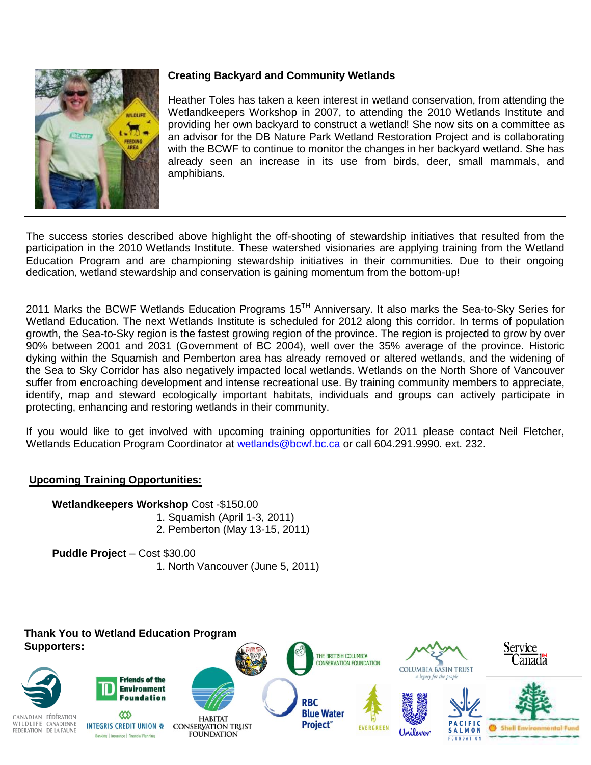### Creating Backyard and Community Wetlands

Heather Toles has taken a keen interest in wetland conservation, from attending the Wetlandkeepers Workshop in 2007, to attending the 2010 Wetlands Institute and providing her own backyard to construct a wetland! She now sits on a committee as an advisor for the DB Nature Park Wetland Restoration Project and is collaborating with the BCWF to continue to monitor the changes in her backyard wetland. She has already seen an increase in its use from birds, deer, small mammals, and amphibians.

---

The success stories described above highlight the off-shooting of stewardship initiatives that resulted from the participation in the 2010 Wetlands Institute. These watershed visionaries are applying training from the Wetland Education Program and are championing stewardship initiatives in their communities. Due to their ongoing dedication, wetland stewardship and conservation is gaining momentum from the bottom-up!

2011 Marks the BCWF Wetlands Education Programs 15TH Anniversary. It also marks the Sea-to-Sky Series for Wetland Education. The next Wetlands Institute is scheduled for 2012 along this corridor. In terms of population growth, the Sea-to-Sky region is the fastest growing region of the province. The region is projected to grow by over 90% between 2001 and 2031 (Government of BC 2004), well over the 35% average of the province. Historic dyking within the Squamish and Pemberton area has already removed or altered wetlands, and the widening of the Sea to Sky Corridor has also negatively impacted local wetlands. Wetlands on the North Shore of Vancouver suffer from encroaching development and intense recreational use. By training community members to appreciate, identify, map and steward ecologically important habitats, individuals and groups can actively participate in protecting, enhancing and restoring wetlands in their community.

If you would like to get involved with upcoming training opportunities for 2011 please contact Neil Fletcher, Wetlands Education Program Coordinator at wetlands@bcwf.bc.ca or call 604.291.9990. ext. 232.

**Upcoming Training Opportunities:**

**Wetlandkeepers Workshop** Cost -$150.00

1. Squamish (April 1-3, 2011)
2. Pemberton (May 13-15, 2011)

**Puddle Project** – Cost $30.00

1. North Vancouver (June 5, 2011)

**Thank You to Wetland Education Program Supporters:**

Canadian Wildlife Federation / Fédération Canadienne de la Faune
TD Friends of the Environment Foundation
Integris Credit Union
Habitat Conservation Trust Foundation
The British Columbia Conservation Foundation
RBC Blue Water Project
Evergreen
Columbia Basin Trust
Unilever
Pacific Salmon Foundation
Service Canada
Shell Environmental Fund